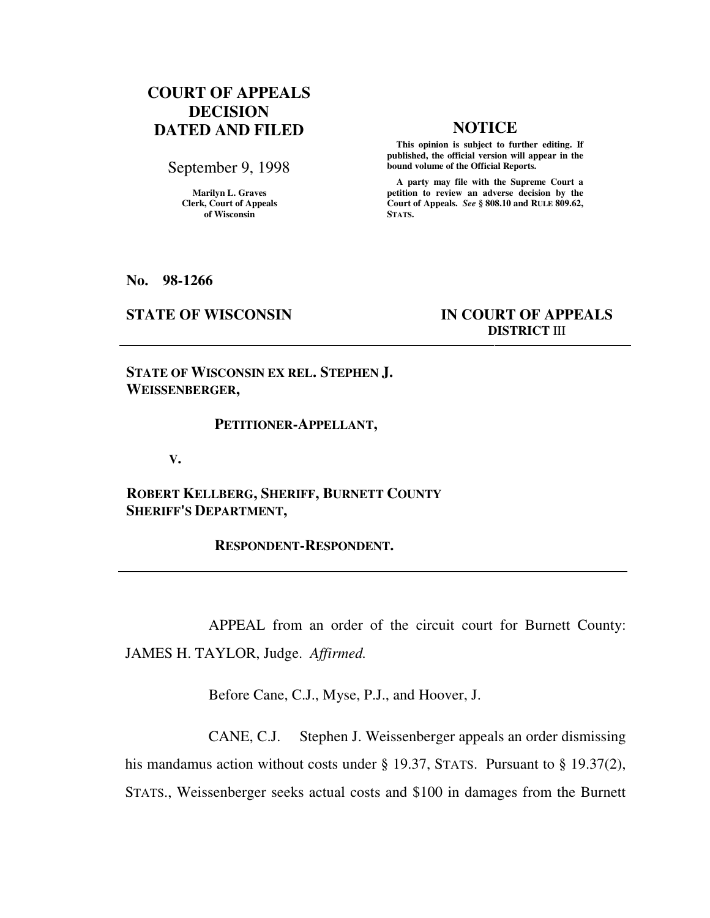**COURT OF APPEALS DECISION DATED AND FILED**

September 9, 1998

Marilyn L. Graves
Clerk, Court of Appeals
of Wisconsin

**NOTICE**

**This opinion is subject to further editing. If published, the official version will appear in the bound volume of the Official Reports.**

**A party may file with the Supreme Court a petition to review an adverse decision by the Court of Appeals. *See* § 808.10 and RULE 809.62, STATS.**

**No. 98-1266**

**STATE OF WISCONSIN** **IN COURT OF APPEALS**
**DISTRICT III**

---

**STATE OF WISCONSIN EX REL. STEPHEN J. WEISSENBERGER,**

**PETITIONER-APPELLANT,**

**V.**

**ROBERT KELLBERG, SHERIFF, BURNETT COUNTY SHERIFF'S DEPARTMENT,**

**RESPONDENT-RESPONDENT.**

---

APPEAL from an order of the circuit court for Burnett County: JAMES H. TAYLOR, Judge. *Affirmed.*

Before Cane, C.J., Myse, P.J., and Hoover, J.

CANE, C.J. Stephen J. Weissenberger appeals an order dismissing his mandamus action without costs under § 19.37, STATS. Pursuant to § 19.37(2), STATS., Weissenberger seeks actual costs and $100 in damages from the Burnett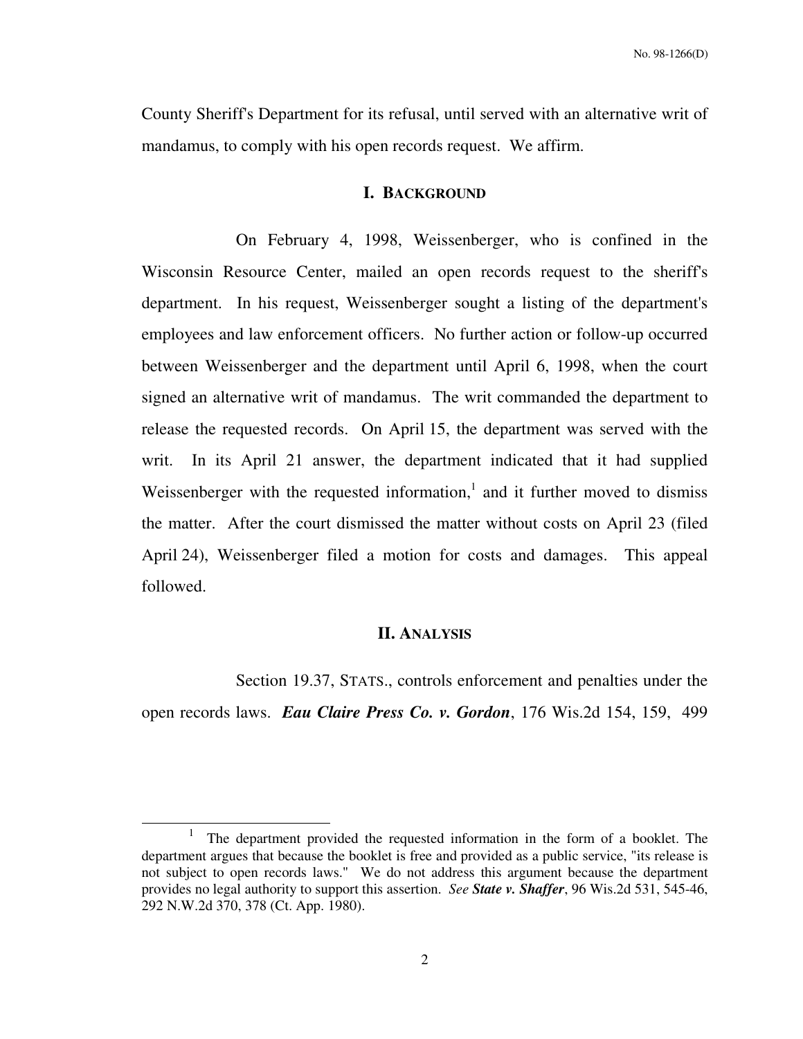County Sheriff's Department for its refusal, until served with an alternative writ of mandamus, to comply with his open records request. We affirm.

## I. BACKGROUND

On February 4, 1998, Weissenberger, who is confined in the Wisconsin Resource Center, mailed an open records request to the sheriff's department. In his request, Weissenberger sought a listing of the department's employees and law enforcement officers. No further action or follow-up occurred between Weissenberger and the department until April 6, 1998, when the court signed an alternative writ of mandamus. The writ commanded the department to release the requested records. On April 15, the department was served with the writ. In its April 21 answer, the department indicated that it had supplied Weissenberger with the requested information,[1] and it further moved to dismiss the matter. After the court dismissed the matter without costs on April 23 (filed April 24), Weissenberger filed a motion for costs and damages. This appeal followed.

## II. ANALYSIS

Section 19.37, STATS., controls enforcement and penalties under the open records laws. ***Eau Claire Press Co. v. Gordon***, 176 Wis.2d 154, 159, 499

---

[1] The department provided the requested information in the form of a booklet. The department argues that because the booklet is free and provided as a public service, "its release is not subject to open records laws." We do not address this argument because the department provides no legal authority to support this assertion. *See* ***State v. Shaffer***, 96 Wis.2d 531, 545-46, 292 N.W.2d 370, 378 (Ct. App. 1980).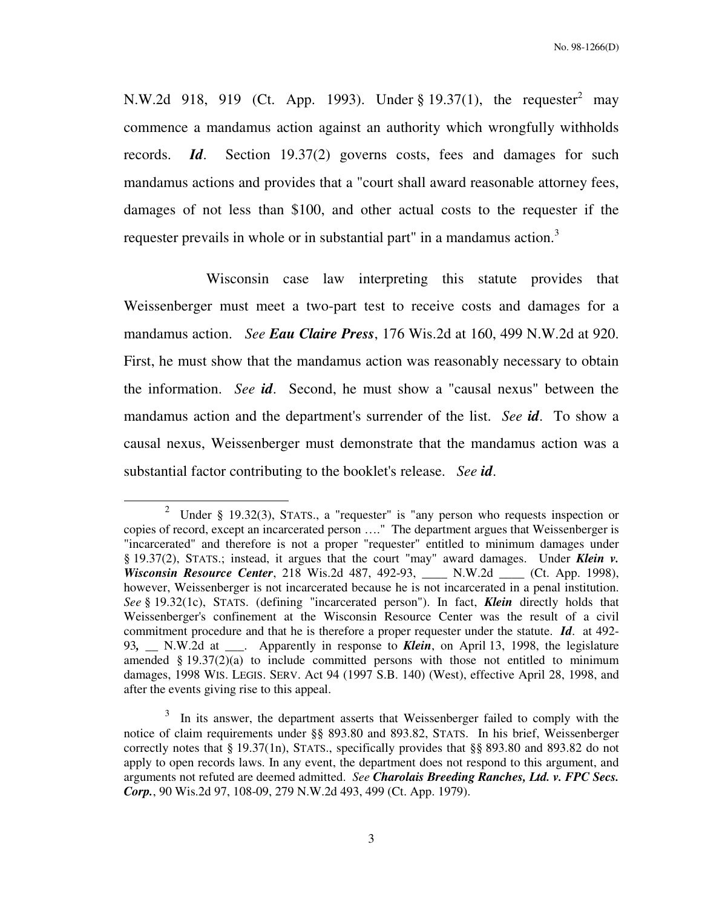N.W.2d 918, 919 (Ct. App. 1993). Under § 19.37(1), the requester[2] may commence a mandamus action against an authority which wrongfully withholds records. ***Id***. Section 19.37(2) governs costs, fees and damages for such mandamus actions and provides that a "court shall award reasonable attorney fees, damages of not less than $100, and other actual costs to the requester if the requester prevails in whole or in substantial part" in a mandamus action.[3]

Wisconsin case law interpreting this statute provides that Weissenberger must meet a two-part test to receive costs and damages for a mandamus action. *See* ***Eau Claire Press***, 176 Wis.2d at 160, 499 N.W.2d at 920. First, he must show that the mandamus action was reasonably necessary to obtain the information. *See* ***id***. Second, he must show a "causal nexus" between the mandamus action and the department's surrender of the list. *See* ***id***. To show a causal nexus, Weissenberger must demonstrate that the mandamus action was a substantial factor contributing to the booklet's release. *See* ***id***.

---

[2] Under § 19.32(3), STATS., a "requester" is "any person who requests inspection or copies of record, except an incarcerated person …." The department argues that Weissenberger is "incarcerated" and therefore is not a proper "requester" entitled to minimum damages under § 19.37(2), STATS.; instead, it argues that the court "may" award damages. Under ***Klein v. Wisconsin Resource Center***, 218 Wis.2d 487, 492-93, ____ N.W.2d ____ (Ct. App. 1998), however, Weissenberger is not incarcerated because he is not incarcerated in a penal institution. *See* § 19.32(1c), STATS. (defining "incarcerated person"). In fact, ***Klein*** directly holds that Weissenberger's confinement at the Wisconsin Resource Center was the result of a civil commitment procedure and that he is therefore a proper requester under the statute. ***Id***. at 492-93, __ N.W.2d at ___. Apparently in response to ***Klein***, on April 13, 1998, the legislature amended § 19.37(2)(a) to include committed persons with those not entitled to minimum damages, 1998 WIS. LEGIS. SERV. Act 94 (1997 S.B. 140) (West), effective April 28, 1998, and after the events giving rise to this appeal.

[3] In its answer, the department asserts that Weissenberger failed to comply with the notice of claim requirements under §§ 893.80 and 893.82, STATS. In his brief, Weissenberger correctly notes that § 19.37(1n), STATS., specifically provides that §§ 893.80 and 893.82 do not apply to open records laws. In any event, the department does not respond to this argument, and arguments not refuted are deemed admitted. *See* ***Charolais Breeding Ranches, Ltd. v. FPC Secs. Corp.***, 90 Wis.2d 97, 108-09, 279 N.W.2d 493, 499 (Ct. App. 1979).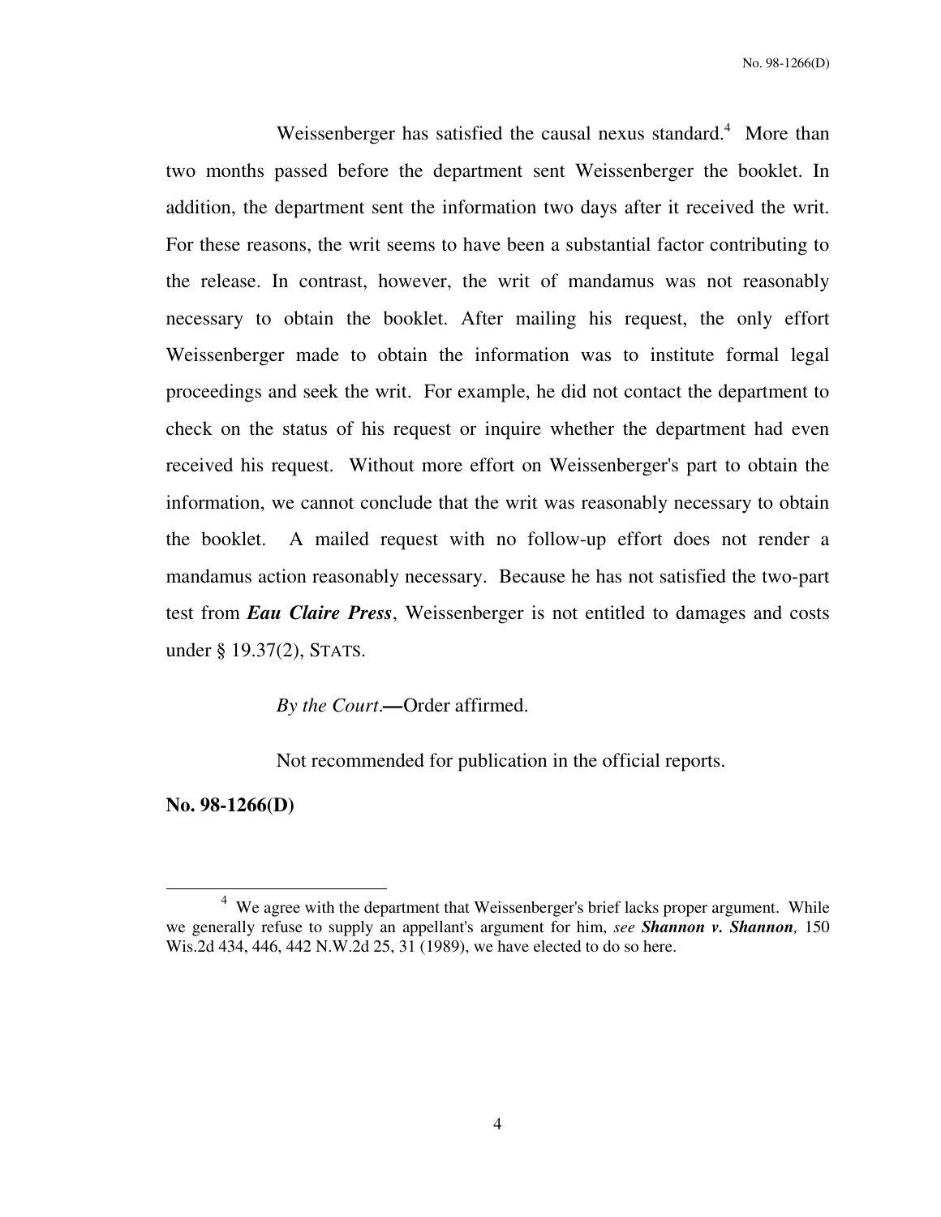Weissenberger has satisfied the causal nexus standard.[4] More than two months passed before the department sent Weissenberger the booklet. In addition, the department sent the information two days after it received the writ. For these reasons, the writ seems to have been a substantial factor contributing to the release. In contrast, however, the writ of mandamus was not reasonably necessary to obtain the booklet. After mailing his request, the only effort Weissenberger made to obtain the information was to institute formal legal proceedings and seek the writ. For example, he did not contact the department to check on the status of his request or inquire whether the department had even received his request. Without more effort on Weissenberger's part to obtain the information, we cannot conclude that the writ was reasonably necessary to obtain the booklet. A mailed request with no follow-up effort does not render a mandamus action reasonably necessary. Because he has not satisfied the two-part test from ***Eau Claire Press***, Weissenberger is not entitled to damages and costs under § 19.37(2), STATS.

*By the Court*.**—**Order affirmed.

Not recommended for publication in the official reports.

**No. 98-1266(D)**

---

[4] We agree with the department that Weissenberger's brief lacks proper argument. While we generally refuse to supply an appellant's argument for him, *see* ***Shannon v. Shannon***, 150 Wis.2d 434, 446, 442 N.W.2d 25, 31 (1989), we have elected to do so here.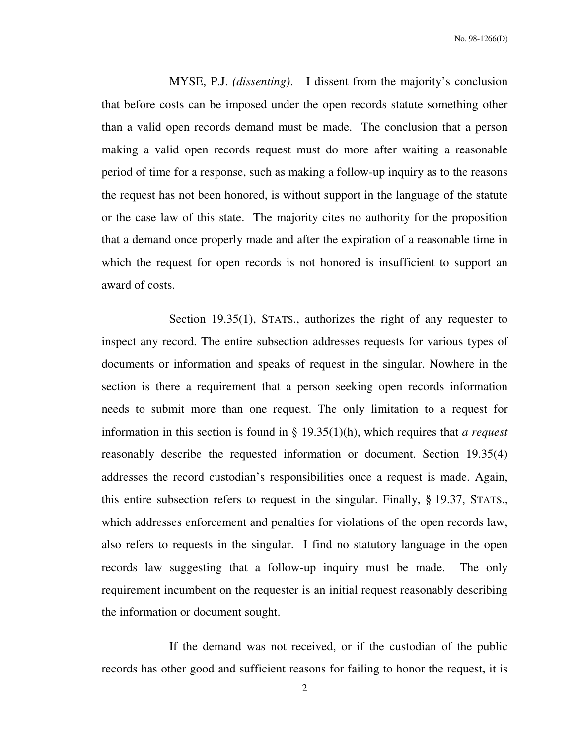MYSE, P.J. *(dissenting)*. I dissent from the majority's conclusion that before costs can be imposed under the open records statute something other than a valid open records demand must be made. The conclusion that a person making a valid open records request must do more after waiting a reasonable period of time for a response, such as making a follow-up inquiry as to the reasons the request has not been honored, is without support in the language of the statute or the case law of this state. The majority cites no authority for the proposition that a demand once properly made and after the expiration of a reasonable time in which the request for open records is not honored is insufficient to support an award of costs.

Section 19.35(1), STATS., authorizes the right of any requester to inspect any record. The entire subsection addresses requests for various types of documents or information and speaks of request in the singular. Nowhere in the section is there a requirement that a person seeking open records information needs to submit more than one request. The only limitation to a request for information in this section is found in § 19.35(1)(h), which requires that *a request* reasonably describe the requested information or document. Section 19.35(4) addresses the record custodian's responsibilities once a request is made. Again, this entire subsection refers to request in the singular. Finally, § 19.37, STATS., which addresses enforcement and penalties for violations of the open records law, also refers to requests in the singular. I find no statutory language in the open records law suggesting that a follow-up inquiry must be made. The only requirement incumbent on the requester is an initial request reasonably describing the information or document sought.

If the demand was not received, or if the custodian of the public records has other good and sufficient reasons for failing to honor the request, it is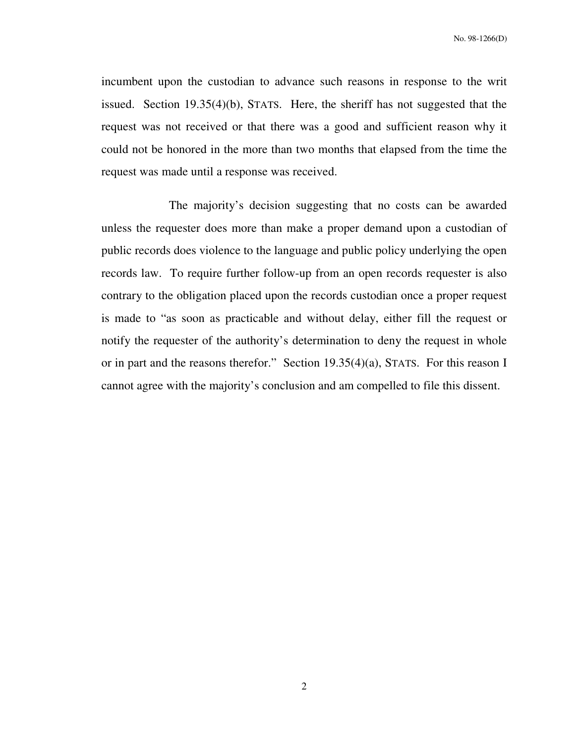incumbent upon the custodian to advance such reasons in response to the writ issued. Section 19.35(4)(b), STATS. Here, the sheriff has not suggested that the request was not received or that there was a good and sufficient reason why it could not be honored in the more than two months that elapsed from the time the request was made until a response was received.

The majority's decision suggesting that no costs can be awarded unless the requester does more than make a proper demand upon a custodian of public records does violence to the language and public policy underlying the open records law. To require further follow-up from an open records requester is also contrary to the obligation placed upon the records custodian once a proper request is made to "as soon as practicable and without delay, either fill the request or notify the requester of the authority's determination to deny the request in whole or in part and the reasons therefor." Section 19.35(4)(a), STATS. For this reason I cannot agree with the majority's conclusion and am compelled to file this dissent.